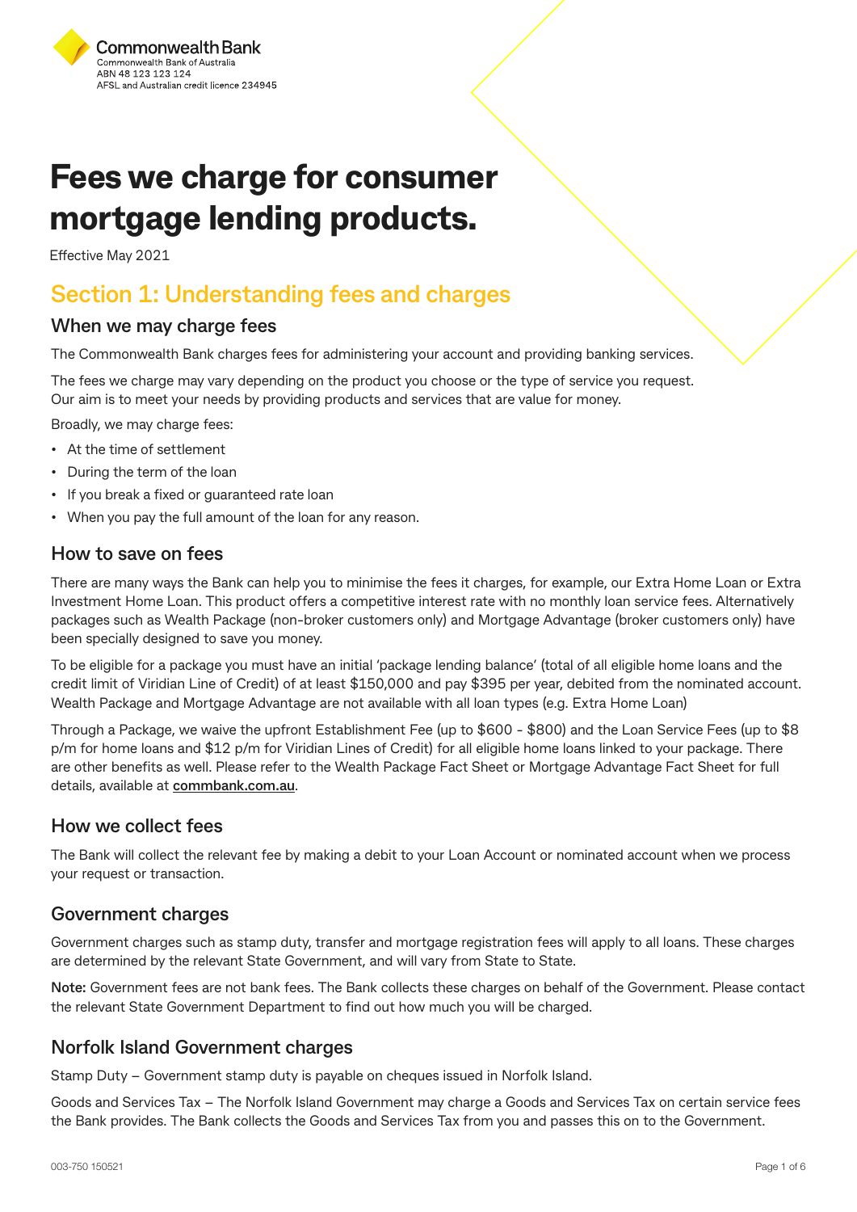Commonwealth Bank
Commonwealth Bank of Australia
ABN 48 123 123 124
AFSL and Australian credit licence 234945

# Fees we charge for consumer mortgage lending products.

Effective May 2021

## Section 1: Understanding fees and charges

### When we may charge fees

The Commonwealth Bank charges fees for administering your account and providing banking services.

The fees we charge may vary depending on the product you choose or the type of service you request. Our aim is to meet your needs by providing products and services that are value for money.

Broadly, we may charge fees:

- At the time of settlement
- During the term of the loan
- If you break a fixed or guaranteed rate loan
- When you pay the full amount of the loan for any reason.

### How to save on fees

There are many ways the Bank can help you to minimise the fees it charges, for example, our Extra Home Loan or Extra Investment Home Loan. This product offers a competitive interest rate with no monthly loan service fees. Alternatively packages such as Wealth Package (non-broker customers only) and Mortgage Advantage (broker customers only) have been specially designed to save you money.

To be eligible for a package you must have an initial 'package lending balance' (total of all eligible home loans and the credit limit of Viridian Line of Credit) of at least $150,000 and pay $395 per year, debited from the nominated account. Wealth Package and Mortgage Advantage are not available with all loan types (e.g. Extra Home Loan)

Through a Package, we waive the upfront Establishment Fee (up to $600 - $800) and the Loan Service Fees (up to $8 p/m for home loans and $12 p/m for Viridian Lines of Credit) for all eligible home loans linked to your package. There are other benefits as well. Please refer to the Wealth Package Fact Sheet or Mortgage Advantage Fact Sheet for full details, available at **commbank.com.au**.

### How we collect fees

The Bank will collect the relevant fee by making a debit to your Loan Account or nominated account when we process your request or transaction.

### Government charges

Government charges such as stamp duty, transfer and mortgage registration fees will apply to all loans. These charges are determined by the relevant State Government, and will vary from State to State.

**Note:** Government fees are not bank fees. The Bank collects these charges on behalf of the Government. Please contact the relevant State Government Department to find out how much you will be charged.

### Norfolk Island Government charges

Stamp Duty – Government stamp duty is payable on cheques issued in Norfolk Island.

Goods and Services Tax – The Norfolk Island Government may charge a Goods and Services Tax on certain service fees the Bank provides. The Bank collects the Goods and Services Tax from you and passes this on to the Government.

003-750 150521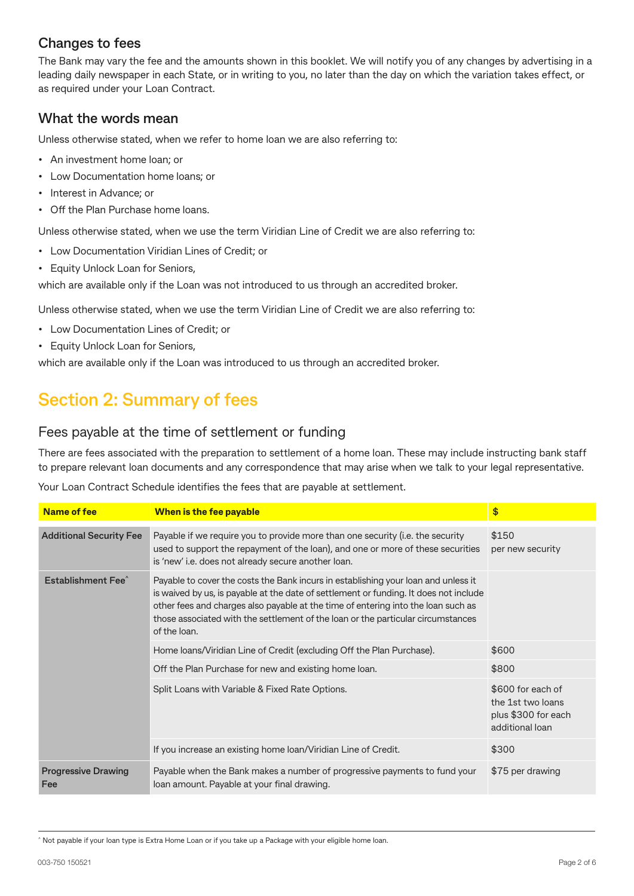## Changes to fees

The Bank may vary the fee and the amounts shown in this booklet. We will notify you of any changes by advertising in a leading daily newspaper in each State, or in writing to you, no later than the day on which the variation takes effect, or as required under your Loan Contract.

## What the words mean

Unless otherwise stated, when we refer to home loan we are also referring to:

- An investment home loan; or
- Low Documentation home loans; or
- Interest in Advance; or
- Off the Plan Purchase home loans.

Unless otherwise stated, when we use the term Viridian Line of Credit we are also referring to:

- Low Documentation Viridian Lines of Credit; or
- Equity Unlock Loan for Seniors,

which are available only if the Loan was not introduced to us through an accredited broker.

Unless otherwise stated, when we use the term Viridian Line of Credit we are also referring to:

- Low Documentation Lines of Credit; or
- Equity Unlock Loan for Seniors,

which are available only if the Loan was introduced to us through an accredited broker.

# Section 2: Summary of fees

## Fees payable at the time of settlement or funding

There are fees associated with the preparation to settlement of a home loan. These may include instructing bank staff to prepare relevant loan documents and any correspondence that may arise when we talk to your legal representative.

Your Loan Contract Schedule identifies the fees that are payable at settlement.

| Name of fee | When is the fee payable | $ |
|---|---|---|
| **Additional Security Fee** | Payable if we require you to provide more than one security (i.e. the security used to support the repayment of the loan), and one or more of these securities is 'new' i.e. does not already secure another loan. | $150 per new security |
| **Establishment Fee^** | Payable to cover the costs the Bank incurs in establishing your loan and unless it is waived by us, is payable at the date of settlement or funding. It does not include other fees and charges also payable at the time of entering into the loan such as those associated with the settlement of the loan or the particular circumstances of the loan. | |
| | Home loans/Viridian Line of Credit (excluding Off the Plan Purchase). | $600 |
| | Off the Plan Purchase for new and existing home loan. | $800 |
| | Split Loans with Variable & Fixed Rate Options. | $600 for each of the 1st two loans plus $300 for each additional loan |
| | If you increase an existing home loan/Viridian Line of Credit. | $300 |
| **Progressive Drawing Fee** | Payable when the Bank makes a number of progressive payments to fund your loan amount. Payable at your final drawing. | $75 per drawing |

^ Not payable if your loan type is Extra Home Loan or if you take up a Package with your eligible home loan.

003-750 150521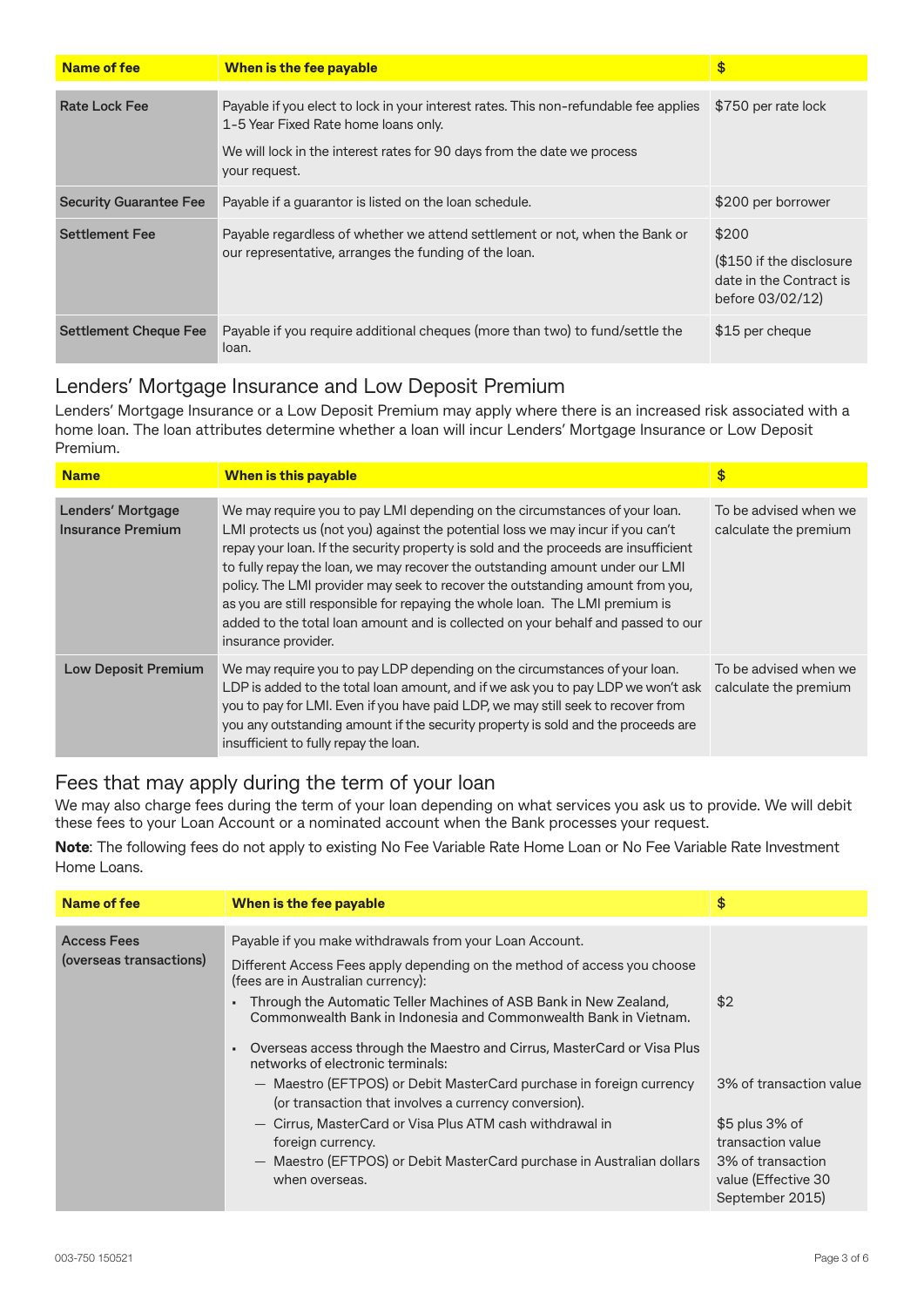| Name of fee | When is the fee payable | $ |
|---|---|---|
| Rate Lock Fee | Payable if you elect to lock in your interest rates. This non-refundable fee applies 1-5 Year Fixed Rate home loans only.<br>We will lock in the interest rates for 90 days from the date we process your request. | $750 per rate lock |
| Security Guarantee Fee | Payable if a guarantor is listed on the loan schedule. | $200 per borrower |
| Settlement Fee | Payable regardless of whether we attend settlement or not, when the Bank or our representative, arranges the funding of the loan. | $200<br>($150 if the disclosure date in the Contract is before 03/02/12) |
| Settlement Cheque Fee | Payable if you require additional cheques (more than two) to fund/settle the loan. | $15 per cheque |

## Lenders' Mortgage Insurance and Low Deposit Premium

Lenders' Mortgage Insurance or a Low Deposit Premium may apply where there is an increased risk associated with a home loan. The loan attributes determine whether a loan will incur Lenders' Mortgage Insurance or Low Deposit Premium.

| Name | When is this payable | $ |
|---|---|---|
| Lenders' Mortgage Insurance Premium | We may require you to pay LMI depending on the circumstances of your loan. LMI protects us (not you) against the potential loss we may incur if you can't repay your loan. If the security property is sold and the proceeds are insufficient to fully repay the loan, we may recover the outstanding amount under our LMI policy. The LMI provider may seek to recover the outstanding amount from you, as you are still responsible for repaying the whole loan. The LMI premium is added to the total loan amount and is collected on your behalf and passed to our insurance provider. | To be advised when we calculate the premium |
| Low Deposit Premium | We may require you to pay LDP depending on the circumstances of your loan. LDP is added to the total loan amount, and if we ask you to pay LDP we won't ask you to pay for LMI. Even if you have paid LDP, we may still seek to recover from you any outstanding amount if the security property is sold and the proceeds are insufficient to fully repay the loan. | To be advised when we calculate the premium |

## Fees that may apply during the term of your loan

We may also charge fees during the term of your loan depending on what services you ask us to provide. We will debit these fees to your Loan Account or a nominated account when the Bank processes your request.

**Note**: The following fees do not apply to existing No Fee Variable Rate Home Loan or No Fee Variable Rate Investment Home Loans.

| Name of fee | When is the fee payable | $ |
|---|---|---|
| Access Fees (overseas transactions) | Payable if you make withdrawals from your Loan Account.<br>Different Access Fees apply depending on the method of access you choose (fees are in Australian currency): | |
| | ▪ Through the Automatic Teller Machines of ASB Bank in New Zealand, Commonwealth Bank in Indonesia and Commonwealth Bank in Vietnam. | $2 |
| | ▪ Overseas access through the Maestro and Cirrus, MasterCard or Visa Plus networks of electronic terminals: | |
| | – Maestro (EFTPOS) or Debit MasterCard purchase in foreign currency (or transaction that involves a currency conversion). | 3% of transaction value |
| | – Cirrus, MasterCard or Visa Plus ATM cash withdrawal in foreign currency. | $5 plus 3% of transaction value |
| | – Maestro (EFTPOS) or Debit MasterCard purchase in Australian dollars when overseas. | 3% of transaction value (Effective 30 September 2015) |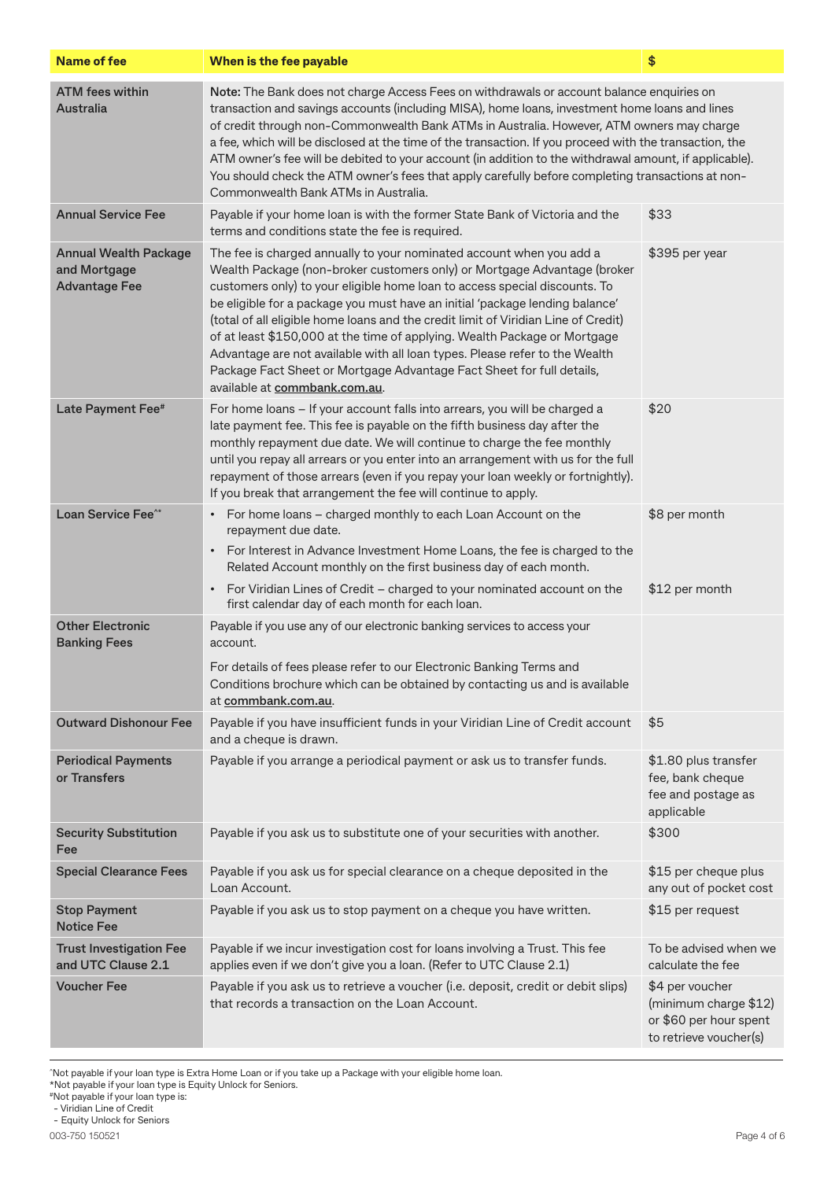| Name of fee | When is the fee payable | $ |
|---|---|---|
| ATM fees within Australia | **Note:** The Bank does not charge Access Fees on withdrawals or account balance enquiries on transaction and savings accounts (including MISA), home loans, investment home loans and lines of credit through non-Commonwealth Bank ATMs in Australia. However, ATM owners may charge a fee, which will be disclosed at the time of the transaction. If you proceed with the transaction, the ATM owner's fee will be debited to your account (in addition to the withdrawal amount, if applicable). You should check the ATM owner's fees that apply carefully before completing transactions at non-Commonwealth Bank ATMs in Australia. | |
| Annual Service Fee | Payable if your home loan is with the former State Bank of Victoria and the terms and conditions state the fee is required. | $33 |
| Annual Wealth Package and Mortgage Advantage Fee | The fee is charged annually to your nominated account when you add a Wealth Package (non-broker customers only) or Mortgage Advantage (broker customers only) to your eligible home loan to access special discounts. To be eligible for a package you must have an initial 'package lending balance' (total of all eligible home loans and the credit limit of Viridian Line of Credit) of at least $150,000 at the time of applying. Wealth Package or Mortgage Advantage are not available with all loan types. Please refer to the Wealth Package Fact Sheet or Mortgage Advantage Fact Sheet for full details, available at commbank.com.au. | $395 per year |
| Late Payment Fee# | For home loans – If your account falls into arrears, you will be charged a late payment fee. This fee is payable on the fifth business day after the monthly repayment due date. We will continue to charge the fee monthly until you repay all arrears or you enter into an arrangement with us for the full repayment of those arrears (even if you repay your loan weekly or fortnightly). If you break that arrangement the fee will continue to apply. | $20 |
| Loan Service Fee^* | • For home loans – charged monthly to each Loan Account on the repayment due date. <br> • For Interest in Advance Investment Home Loans, the fee is charged to the Related Account monthly on the first business day of each month. <br> • For Viridian Lines of Credit – charged to your nominated account on the first calendar day of each month for each loan. | $8 per month <br><br><br> $12 per month |
| Other Electronic Banking Fees | Payable if you use any of our electronic banking services to access your account. <br><br> For details of fees please refer to our Electronic Banking Terms and Conditions brochure which can be obtained by contacting us and is available at commbank.com.au. | |
| Outward Dishonour Fee | Payable if you have insufficient funds in your Viridian Line of Credit account and a cheque is drawn. | $5 |
| Periodical Payments or Transfers | Payable if you arrange a periodical payment or ask us to transfer funds. | $1.80 plus transfer fee, bank cheque fee and postage as applicable |
| Security Substitution Fee | Payable if you ask us to substitute one of your securities with another. | $300 |
| Special Clearance Fees | Payable if you ask us for special clearance on a cheque deposited in the Loan Account. | $15 per cheque plus any out of pocket cost |
| Stop Payment Notice Fee | Payable if you ask us to stop payment on a cheque you have written. | $15 per request |
| Trust Investigation Fee and UTC Clause 2.1 | Payable if we incur investigation cost for loans involving a Trust. This fee applies even if we don't give you a loan. (Refer to UTC Clause 2.1) | To be advised when we calculate the fee |
| Voucher Fee | Payable if you ask us to retrieve a voucher (i.e. deposit, credit or debit slips) that records a transaction on the Loan Account. | $4 per voucher (minimum charge $12) or $60 per hour spent to retrieve voucher(s) |

^Not payable if your loan type is Extra Home Loan or if you take up a Package with your eligible home loan.
*Not payable if your loan type is Equity Unlock for Seniors.
#Not payable if your loan type is:
- Viridian Line of Credit
- Equity Unlock for Seniors

003-750 150521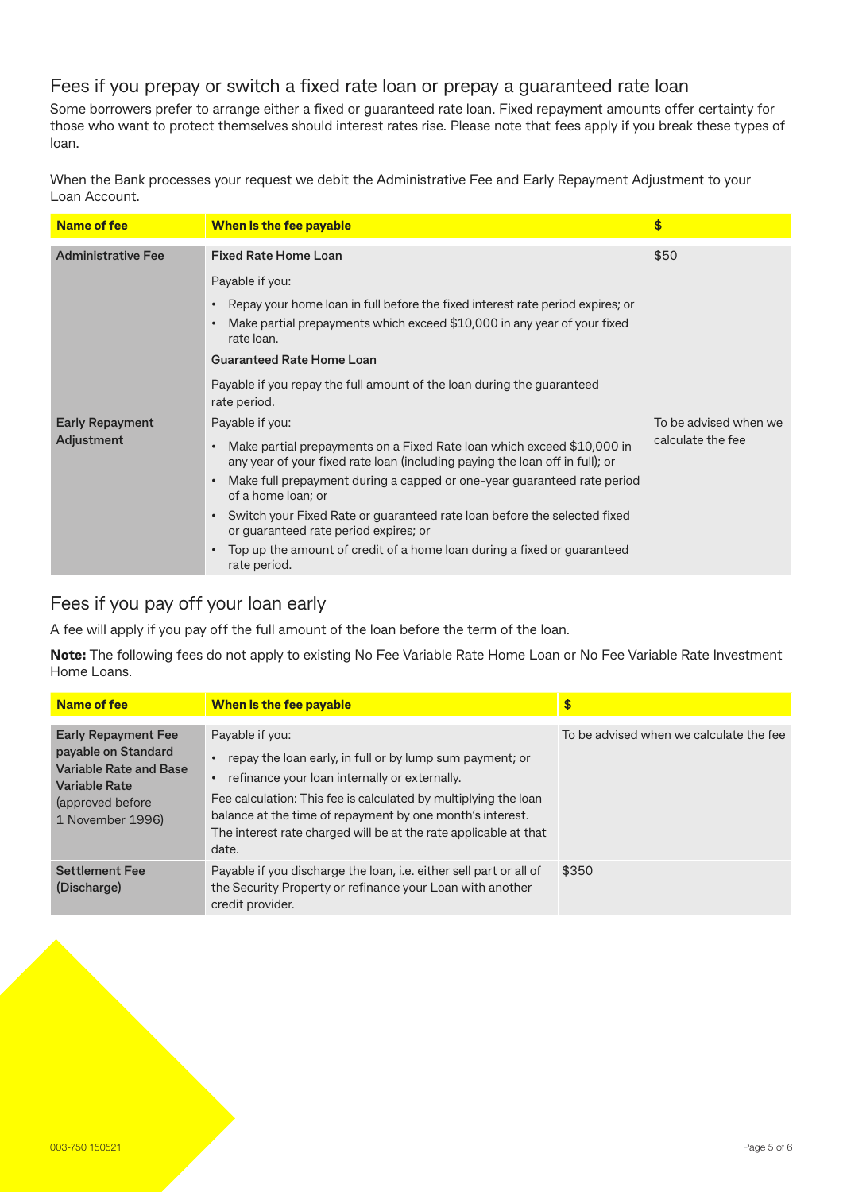## Fees if you prepay or switch a fixed rate loan or prepay a guaranteed rate loan

Some borrowers prefer to arrange either a fixed or guaranteed rate loan. Fixed repayment amounts offer certainty for those who want to protect themselves should interest rates rise. Please note that fees apply if you break these types of loan.

When the Bank processes your request we debit the Administrative Fee and Early Repayment Adjustment to your Loan Account.

| Name of fee | When is the fee payable | $ |
|---|---|---|
| **Administrative Fee** | **Fixed Rate Home Loan**<br>Payable if you:<br>• Repay your home loan in full before the fixed interest rate period expires; or<br>• Make partial prepayments which exceed $10,000 in any year of your fixed rate loan.<br>**Guaranteed Rate Home Loan**<br>Payable if you repay the full amount of the loan during the guaranteed rate period. | $50 |
| **Early Repayment Adjustment** | Payable if you:<br>• Make partial prepayments on a Fixed Rate loan which exceed $10,000 in any year of your fixed rate loan (including paying the loan off in full); or<br>• Make full prepayment during a capped or one-year guaranteed rate period of a home loan; or<br>• Switch your Fixed Rate or guaranteed rate loan before the selected fixed or guaranteed rate period expires; or<br>• Top up the amount of credit of a home loan during a fixed or guaranteed rate period. | To be advised when we calculate the fee |

## Fees if you pay off your loan early

A fee will apply if you pay off the full amount of the loan before the term of the loan.

**Note:** The following fees do not apply to existing No Fee Variable Rate Home Loan or No Fee Variable Rate Investment Home Loans.

| Name of fee | When is the fee payable | $ |
|---|---|---|
| **Early Repayment Fee payable on Standard Variable Rate and Base Variable Rate** (approved before 1 November 1996) | Payable if you:<br>• repay the loan early, in full or by lump sum payment; or<br>• refinance your loan internally or externally.<br>Fee calculation: This fee is calculated by multiplying the loan balance at the time of repayment by one month's interest. The interest rate charged will be at the rate applicable at that date. | To be advised when we calculate the fee |
| **Settlement Fee (Discharge)** | Payable if you discharge the loan, i.e. either sell part or all of the Security Property or refinance your Loan with another credit provider. | $350 |

003-750 150521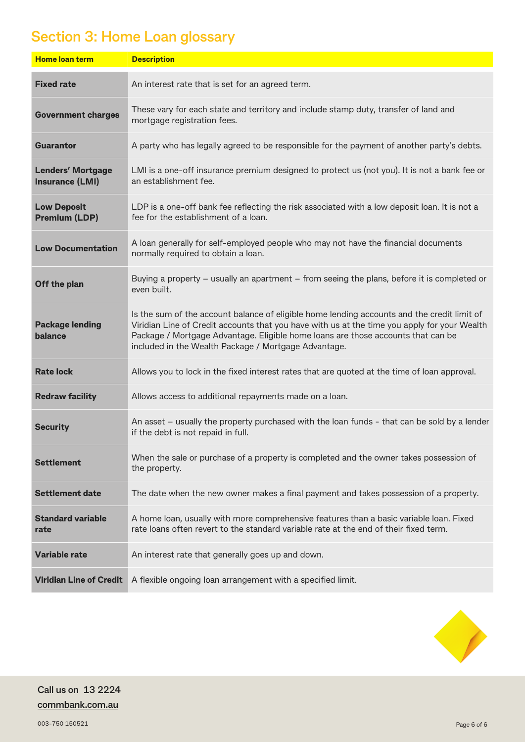## Section 3: Home Loan glossary

| Home loan term | Description |
| --- | --- |
| **Fixed rate** | An interest rate that is set for an agreed term. |
| **Government charges** | These vary for each state and territory and include stamp duty, transfer of land and mortgage registration fees. |
| **Guarantor** | A party who has legally agreed to be responsible for the payment of another party's debts. |
| **Lenders' Mortgage Insurance (LMI)** | LMI is a one-off insurance premium designed to protect us (not you). It is not a bank fee or an establishment fee. |
| **Low Deposit Premium (LDP)** | LDP is a one-off bank fee reflecting the risk associated with a low deposit loan. It is not a fee for the establishment of a loan. |
| **Low Documentation** | A loan generally for self-employed people who may not have the financial documents normally required to obtain a loan. |
| **Off the plan** | Buying a property – usually an apartment – from seeing the plans, before it is completed or even built. |
| **Package lending balance** | Is the sum of the account balance of eligible home lending accounts and the credit limit of Viridian Line of Credit accounts that you have with us at the time you apply for your Wealth Package / Mortgage Advantage. Eligible home loans are those accounts that can be included in the Wealth Package / Mortgage Advantage. |
| **Rate lock** | Allows you to lock in the fixed interest rates that are quoted at the time of loan approval. |
| **Redraw facility** | Allows access to additional repayments made on a loan. |
| **Security** | An asset – usually the property purchased with the loan funds - that can be sold by a lender if the debt is not repaid in full. |
| **Settlement** | When the sale or purchase of a property is completed and the owner takes possession of the property. |
| **Settlement date** | The date when the new owner makes a final payment and takes possession of a property. |
| **Standard variable rate** | A home loan, usually with more comprehensive features than a basic variable loan. Fixed rate loans often revert to the standard variable rate at the end of their fixed term. |
| **Variable rate** | An interest rate that generally goes up and down. |
| **Viridian Line of Credit** | A flexible ongoing loan arrangement with a specified limit. |

Call us on 13 2224

commbank.com.au

003-750 150521